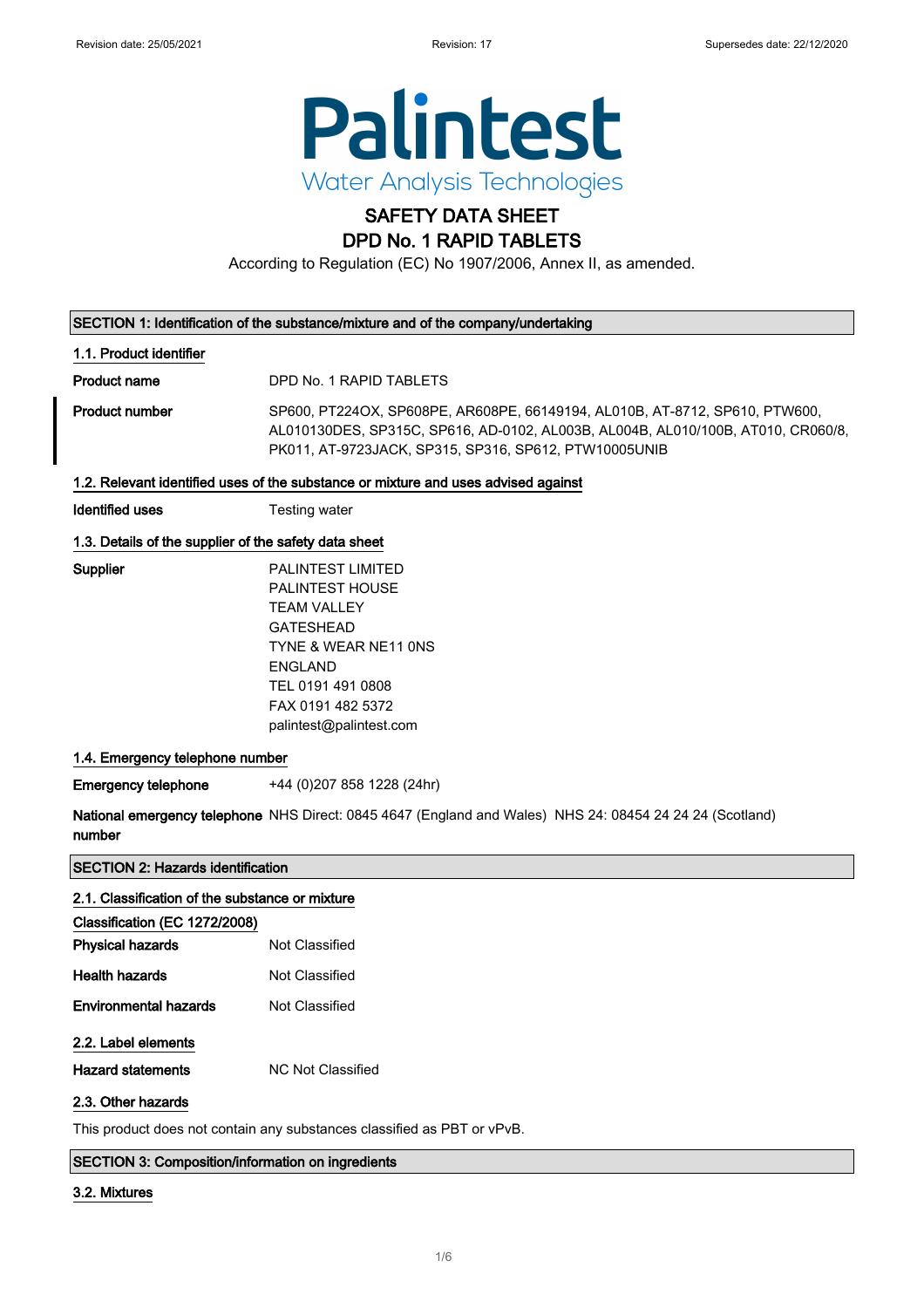Palintest

Water Analysis Technologies

# SAFETY DATA SHEET
# DPD No. 1 RAPID TABLETS

According to Regulation (EC) No 1907/2006, Annex II, as amended.

## SECTION 1: Identification of the substance/mixture and of the company/undertaking

### 1.1. Product identifier

**Product name** DPD No. 1 RAPID TABLETS

**Product number** SP600, PT224OX, SP608PE, AR608PE, 66149194, AL010B, AT-8712, SP610, PTW600, AL010130DES, SP315C, SP616, AD-0102, AL003B, AL004B, AL010/100B, AT010, CR060/8, PK011, AT-9723JACK, SP315, SP316, SP612, PTW10005UNIB

### 1.2. Relevant identified uses of the substance or mixture and uses advised against

**Identified uses** Testing water

### 1.3. Details of the supplier of the safety data sheet

**Supplier**
PALINTEST LIMITED
PALINTEST HOUSE
TEAM VALLEY
GATESHEAD
TYNE & WEAR NE11 0NS
ENGLAND
TEL 0191 491 0808
FAX 0191 482 5372
palintest@palintest.com

### 1.4. Emergency telephone number

**Emergency telephone** +44 (0)207 858 1228 (24hr)

**National emergency telephone number** NHS Direct: 0845 4647 (England and Wales) NHS 24: 08454 24 24 24 (Scotland)

## SECTION 2: Hazards identification

### 2.1. Classification of the substance or mixture

**Classification (EC 1272/2008)**

**Physical hazards** Not Classified

**Health hazards** Not Classified

**Environmental hazards** Not Classified

### 2.2. Label elements

**Hazard statements** NC Not Classified

### 2.3. Other hazards

This product does not contain any substances classified as PBT or vPvB.

## SECTION 3: Composition/information on ingredients

### 3.2. Mixtures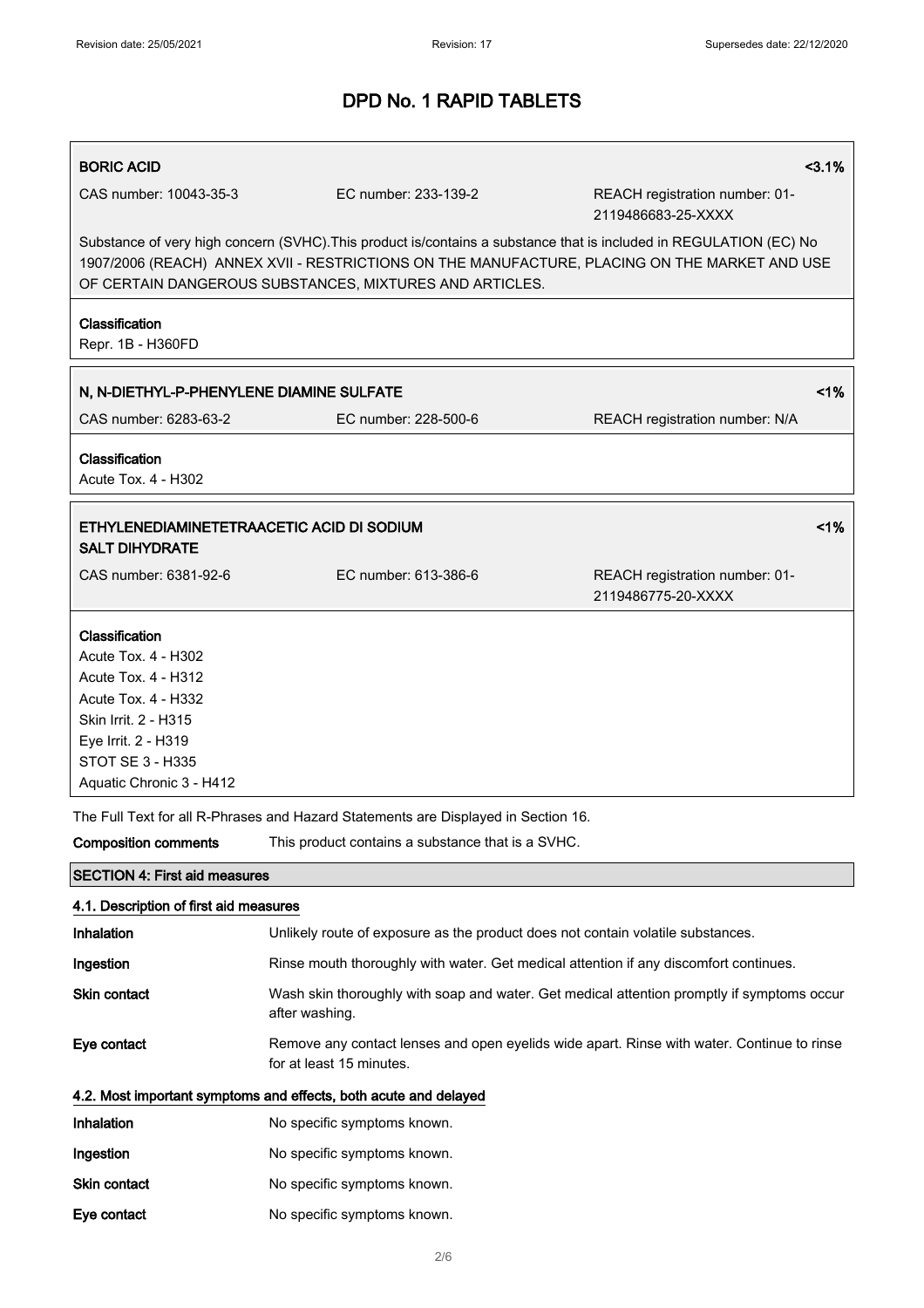# DPD No. 1 RAPID TABLETS

| **BORIC ACID** | | **<3.1%** |
|---|---|---|
| CAS number: 10043-35-3 | EC number: 233-139-2 | REACH registration number: 01-2119486683-25-XXXX |

Substance of very high concern (SVHC).This product is/contains a substance that is included in REGULATION (EC) No 1907/2006 (REACH) ANNEX XVII - RESTRICTIONS ON THE MANUFACTURE, PLACING ON THE MARKET AND USE OF CERTAIN DANGEROUS SUBSTANCES, MIXTURES AND ARTICLES.

**Classification**
Repr. 1B - H360FD

| **N, N-DIETHYL-P-PHENYLENE DIAMINE SULFATE** | | **<1%** |
|---|---|---|
| CAS number: 6283-63-2 | EC number: 228-500-6 | REACH registration number: N/A |

**Classification**
Acute Tox. 4 - H302

| **ETHYLENEDIAMINETETRAACETIC ACID DI SODIUM SALT DIHYDRATE** | | **<1%** |
|---|---|---|
| CAS number: 6381-92-6 | EC number: 613-386-6 | REACH registration number: 01-2119486775-20-XXXX |

**Classification**
Acute Tox. 4 - H302
Acute Tox. 4 - H312
Acute Tox. 4 - H332
Skin Irrit. 2 - H315
Eye Irrit. 2 - H319
STOT SE 3 - H335
Aquatic Chronic 3 - H412

The Full Text for all R-Phrases and Hazard Statements are Displayed in Section 16.

**Composition comments** This product contains a substance that is a SVHC.

## SECTION 4: First aid measures

### 4.1. Description of first aid measures

**Inhalation** Unlikely route of exposure as the product does not contain volatile substances.

**Ingestion** Rinse mouth thoroughly with water. Get medical attention if any discomfort continues.

**Skin contact** Wash skin thoroughly with soap and water. Get medical attention promptly if symptoms occur after washing.

**Eye contact** Remove any contact lenses and open eyelids wide apart. Rinse with water. Continue to rinse for at least 15 minutes.

### 4.2. Most important symptoms and effects, both acute and delayed

**Inhalation** No specific symptoms known.

**Ingestion** No specific symptoms known.

**Skin contact** No specific symptoms known.

**Eye contact** No specific symptoms known.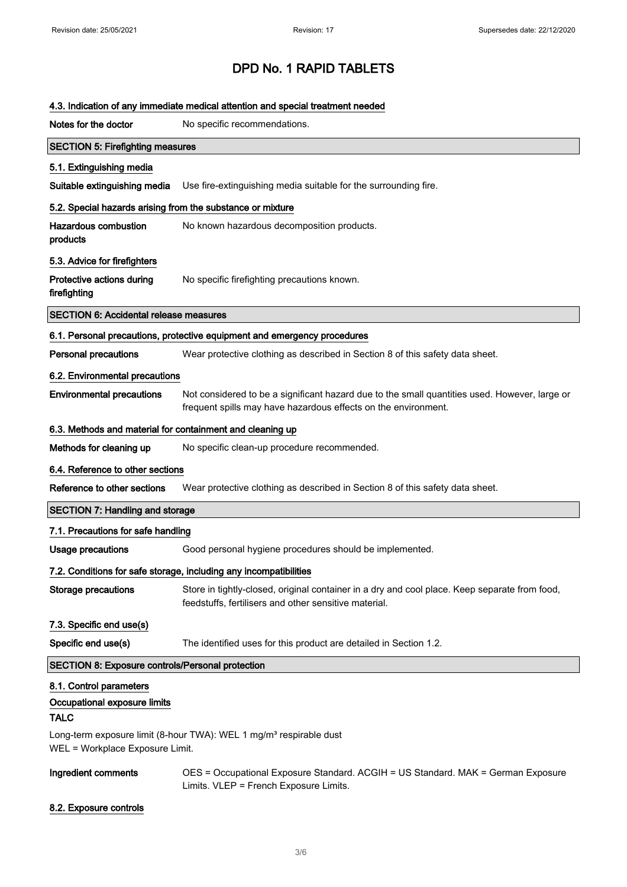# DPD No. 1 RAPID TABLETS

### 4.3. Indication of any immediate medical attention and special treatment needed

**Notes for the doctor** No specific recommendations.

## SECTION 5: Firefighting measures

### 5.1. Extinguishing media

**Suitable extinguishing media** Use fire-extinguishing media suitable for the surrounding fire.

### 5.2. Special hazards arising from the substance or mixture

**Hazardous combustion products** No known hazardous decomposition products.

### 5.3. Advice for firefighters

**Protective actions during firefighting** No specific firefighting precautions known.

## SECTION 6: Accidental release measures

### 6.1. Personal precautions, protective equipment and emergency procedures

**Personal precautions** Wear protective clothing as described in Section 8 of this safety data sheet.

### 6.2. Environmental precautions

**Environmental precautions** Not considered to be a significant hazard due to the small quantities used. However, large or frequent spills may have hazardous effects on the environment.

### 6.3. Methods and material for containment and cleaning up

**Methods for cleaning up** No specific clean-up procedure recommended.

### 6.4. Reference to other sections

**Reference to other sections** Wear protective clothing as described in Section 8 of this safety data sheet.

## SECTION 7: Handling and storage

### 7.1. Precautions for safe handling

**Usage precautions** Good personal hygiene procedures should be implemented.

### 7.2. Conditions for safe storage, including any incompatibilities

**Storage precautions** Store in tightly-closed, original container in a dry and cool place. Keep separate from food, feedstuffs, fertilisers and other sensitive material.

### 7.3. Specific end use(s)

**Specific end use(s)** The identified uses for this product are detailed in Section 1.2.

## SECTION 8: Exposure controls/Personal protection

### 8.1. Control parameters

**Occupational exposure limits**

**TALC**

Long-term exposure limit (8-hour TWA): WEL 1 mg/m³ respirable dust
WEL = Workplace Exposure Limit.

**Ingredient comments** OES = Occupational Exposure Standard. ACGIH = US Standard. MAK = German Exposure Limits. VLEP = French Exposure Limits.

### 8.2. Exposure controls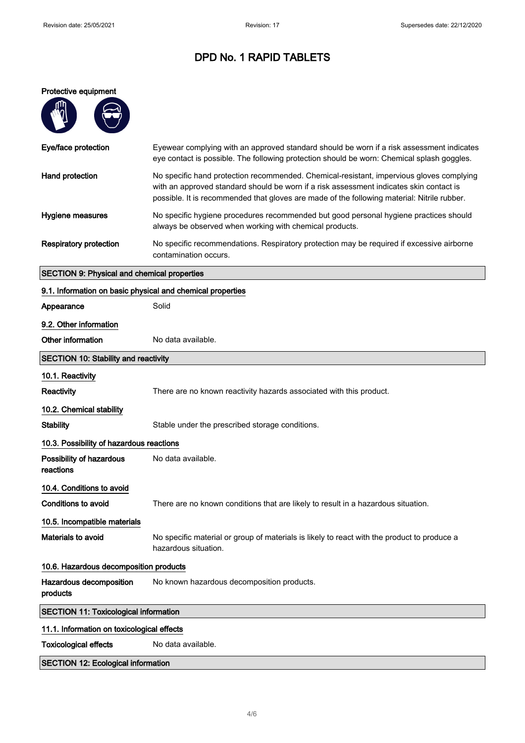# DPD No. 1 RAPID TABLETS

**Protective equipment**

| | |
|---|---|
| **Eye/face protection** | Eyewear complying with an approved standard should be worn if a risk assessment indicates eye contact is possible. The following protection should be worn: Chemical splash goggles. |
| **Hand protection** | No specific hand protection recommended. Chemical-resistant, impervious gloves complying with an approved standard should be worn if a risk assessment indicates skin contact is possible. It is recommended that gloves are made of the following material: Nitrile rubber. |
| **Hygiene measures** | No specific hygiene procedures recommended but good personal hygiene practices should always be observed when working with chemical products. |
| **Respiratory protection** | No specific recommendations. Respiratory protection may be required if excessive airborne contamination occurs. |

## SECTION 9: Physical and chemical properties

### 9.1. Information on basic physical and chemical properties

| | |
|---|---|
| **Appearance** | Solid |

### 9.2. Other information

| | |
|---|---|
| **Other information** | No data available. |

## SECTION 10: Stability and reactivity

### 10.1. Reactivity

| | |
|---|---|
| **Reactivity** | There are no known reactivity hazards associated with this product. |

### 10.2. Chemical stability

| | |
|---|---|
| **Stability** | Stable under the prescribed storage conditions. |

### 10.3. Possibility of hazardous reactions

| | |
|---|---|
| **Possibility of hazardous reactions** | No data available. |

### 10.4. Conditions to avoid

| | |
|---|---|
| **Conditions to avoid** | There are no known conditions that are likely to result in a hazardous situation. |

### 10.5. Incompatible materials

| | |
|---|---|
| **Materials to avoid** | No specific material or group of materials is likely to react with the product to produce a hazardous situation. |

### 10.6. Hazardous decomposition products

| | |
|---|---|
| **Hazardous decomposition products** | No known hazardous decomposition products. |

## SECTION 11: Toxicological information

### 11.1. Information on toxicological effects

| | |
|---|---|
| **Toxicological effects** | No data available. |

## SECTION 12: Ecological information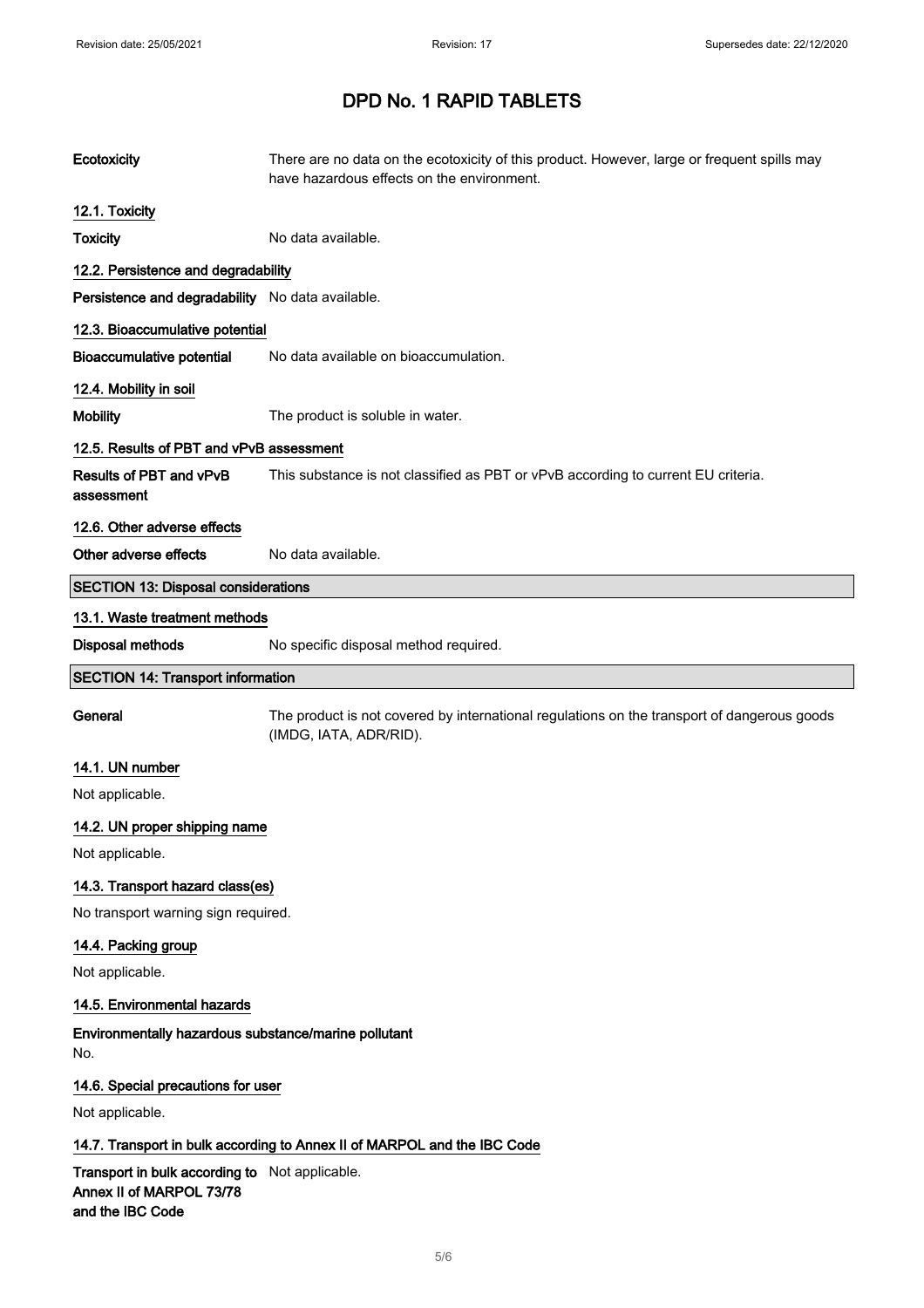# DPD No. 1 RAPID TABLETS

**Ecotoxicity** There are no data on the ecotoxicity of this product. However, large or frequent spills may have hazardous effects on the environment.

### 12.1. Toxicity

**Toxicity** No data available.

### 12.2. Persistence and degradability

**Persistence and degradability** No data available.

### 12.3. Bioaccumulative potential

**Bioaccumulative potential** No data available on bioaccumulation.

### 12.4. Mobility in soil

**Mobility** The product is soluble in water.

### 12.5. Results of PBT and vPvB assessment

**Results of PBT and vPvB assessment** This substance is not classified as PBT or vPvB according to current EU criteria.

### 12.6. Other adverse effects

**Other adverse effects** No data available.

## SECTION 13: Disposal considerations

### 13.1. Waste treatment methods

**Disposal methods** No specific disposal method required.

## SECTION 14: Transport information

**General** The product is not covered by international regulations on the transport of dangerous goods (IMDG, IATA, ADR/RID).

### 14.1. UN number

Not applicable.

### 14.2. UN proper shipping name

Not applicable.

### 14.3. Transport hazard class(es)

No transport warning sign required.

### 14.4. Packing group

Not applicable.

### 14.5. Environmental hazards

**Environmentally hazardous substance/marine pollutant**

No.

### 14.6. Special precautions for user

Not applicable.

### 14.7. Transport in bulk according to Annex II of MARPOL and the IBC Code

**Transport in bulk according to Annex II of MARPOL 73/78 and the IBC Code** Not applicable.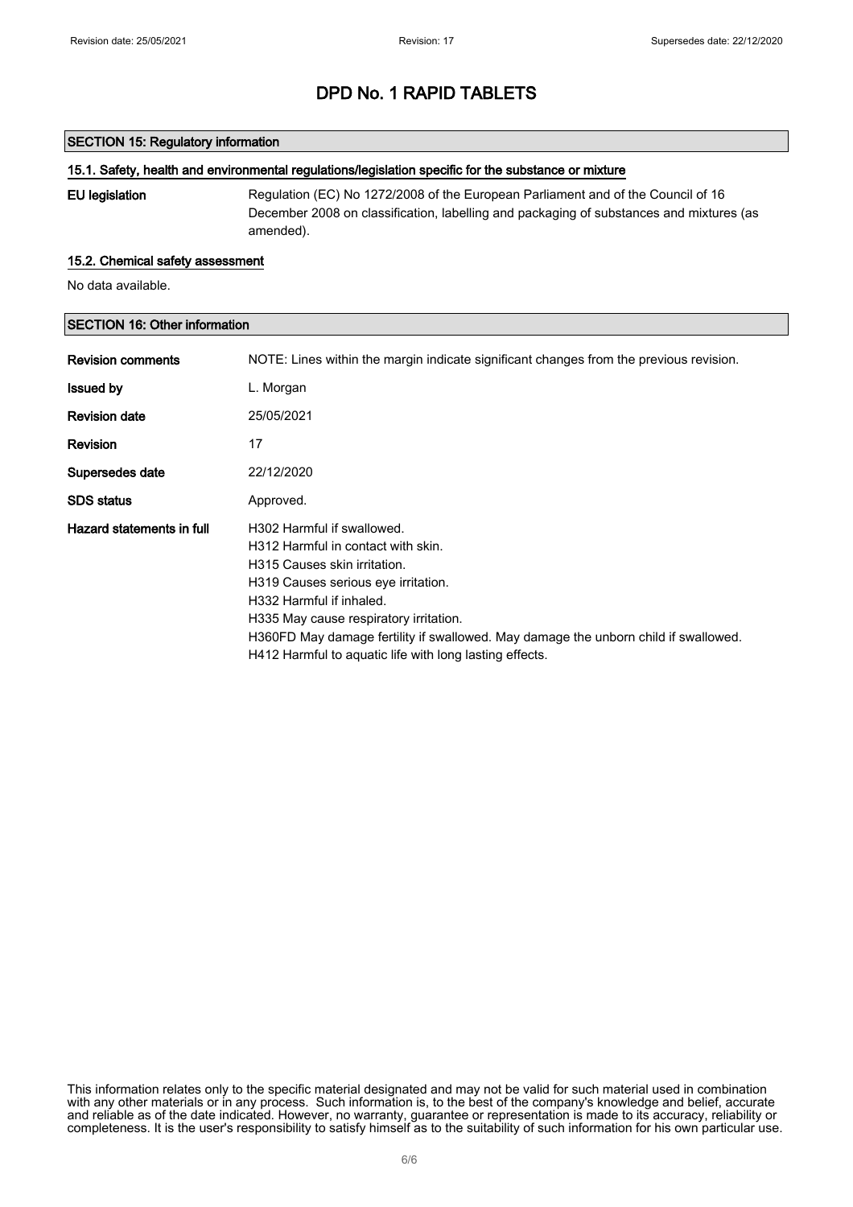# DPD No. 1 RAPID TABLETS

## SECTION 15: Regulatory information

### 15.1. Safety, health and environmental regulations/legislation specific for the substance or mixture

**EU legislation** Regulation (EC) No 1272/2008 of the European Parliament and of the Council of 16 December 2008 on classification, labelling and packaging of substances and mixtures (as amended).

### 15.2. Chemical safety assessment

No data available.

## SECTION 16: Other information

| | |
|---|---|
| **Revision comments** | NOTE: Lines within the margin indicate significant changes from the previous revision. |
| **Issued by** | L. Morgan |
| **Revision date** | 25/05/2021 |
| **Revision** | 17 |
| **Supersedes date** | 22/12/2020 |
| **SDS status** | Approved. |
| **Hazard statements in full** | H302 Harmful if swallowed.<br>H312 Harmful in contact with skin.<br>H315 Causes skin irritation.<br>H319 Causes serious eye irritation.<br>H332 Harmful if inhaled.<br>H335 May cause respiratory irritation.<br>H360FD May damage fertility if swallowed. May damage the unborn child if swallowed.<br>H412 Harmful to aquatic life with long lasting effects. |

This information relates only to the specific material designated and may not be valid for such material used in combination with any other materials or in any process. Such information is, to the best of the company's knowledge and belief, accurate and reliable as of the date indicated. However, no warranty, guarantee or representation is made to its accuracy, reliability or completeness. It is the user's responsibility to satisfy himself as to the suitability of such information for his own particular use.